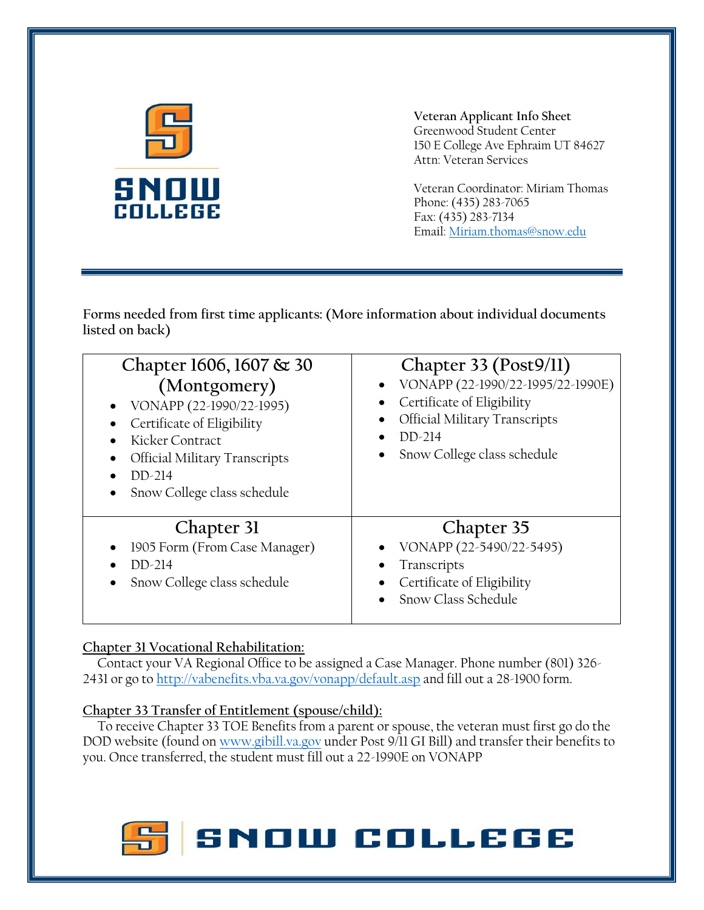**Veteran Applicant Info Sheet**
Greenwood Student Center
150 E College Ave Ephraim UT 84627
Attn: Veteran Services

Veteran Coordinator: Miriam Thomas
Phone: (435) 283-7065
Fax: (435) 283-7134
Email: Miriam.thomas@snow.edu

**Forms needed from first time applicants: (More information about individual documents listed on back)**

| Chapter 1606, 1607 & 30 (Montgomery) | Chapter 33 (Post9/11) |
|---|---|
| • VONAPP (22-1990/22-1995)<br>• Certificate of Eligibility<br>• Kicker Contract<br>• Official Military Transcripts<br>• DD-214<br>• Snow College class schedule | • VONAPP (22-1990/22-1995/22-1990E)<br>• Certificate of Eligibility<br>• Official Military Transcripts<br>• DD-214<br>• Snow College class schedule |
| **Chapter 31** | **Chapter 35** |
| • 1905 Form (From Case Manager)<br>• DD-214<br>• Snow College class schedule | • VONAPP (22-5490/22-5495)<br>• Transcripts<br>• Certificate of Eligibility<br>• Snow Class Schedule |

**Chapter 31 Vocational Rehabilitation:**

Contact your VA Regional Office to be assigned a Case Manager. Phone number (801) 326-2431 or go to http://vabenefits.vba.va.gov/vonapp/default.asp and fill out a 28-1900 form.

**Chapter 33 Transfer of Entitlement (spouse/child):**

To receive Chapter 33 TOE Benefits from a parent or spouse, the veteran must first go do the DOD website (found on www.gibill.va.gov under Post 9/11 GI Bill) and transfer their benefits to you. Once transferred, the student must fill out a 22-1990E on VONAPP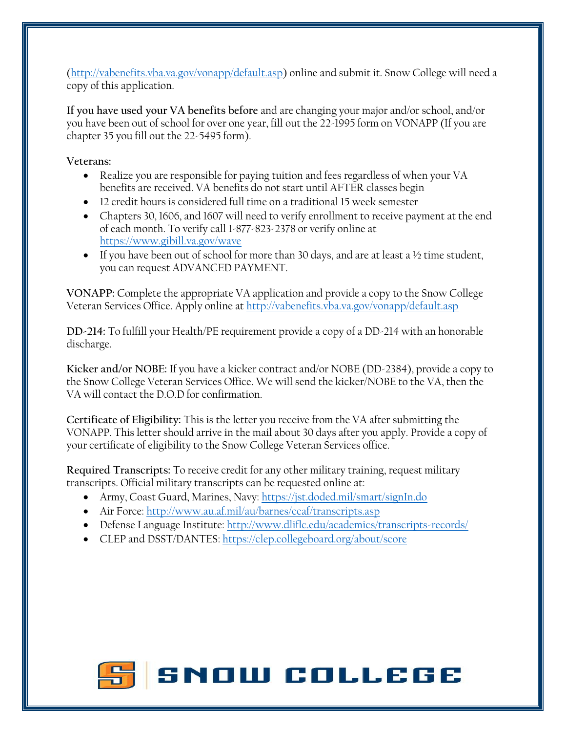(http://vabenefits.vba.va.gov/vonapp/default.asp) online and submit it. Snow College will need a copy of this application.

**If you have used your VA benefits before** and are changing your major and/or school, and/or you have been out of school for over one year, fill out the 22-1995 form on VONAPP (If you are chapter 35 you fill out the 22-5495 form).

**Veterans:**

- Realize you are responsible for paying tuition and fees regardless of when your VA benefits are received. VA benefits do not start until AFTER classes begin
- 12 credit hours is considered full time on a traditional 15 week semester
- Chapters 30, 1606, and 1607 will need to verify enrollment to receive payment at the end of each month. To verify call 1-877-823-2378 or verify online at https://www.gibill.va.gov/wave
- If you have been out of school for more than 30 days, and are at least a ½ time student, you can request ADVANCED PAYMENT.

**VONAPP:** Complete the appropriate VA application and provide a copy to the Snow College Veteran Services Office. Apply online at http://vabenefits.vba.va.gov/vonapp/default.asp

**DD-214:** To fulfill your Health/PE requirement provide a copy of a DD-214 with an honorable discharge.

**Kicker and/or NOBE:** If you have a kicker contract and/or NOBE (DD-2384), provide a copy to the Snow College Veteran Services Office. We will send the kicker/NOBE to the VA, then the VA will contact the D.O.D for confirmation.

**Certificate of Eligibility:** This is the letter you receive from the VA after submitting the VONAPP. This letter should arrive in the mail about 30 days after you apply. Provide a copy of your certificate of eligibility to the Snow College Veteran Services office.

**Required Transcripts:** To receive credit for any other military training, request military transcripts. Official military transcripts can be requested online at:

- Army, Coast Guard, Marines, Navy: https://jst.doded.mil/smart/signIn.do
- Air Force: http://www.au.af.mil/au/barnes/ccaf/transcripts.asp
- Defense Language Institute: http://www.dliflc.edu/academics/transcripts-records/
- CLEP and DSST/DANTES: https://clep.collegeboard.org/about/score

SNOW COLLEGE